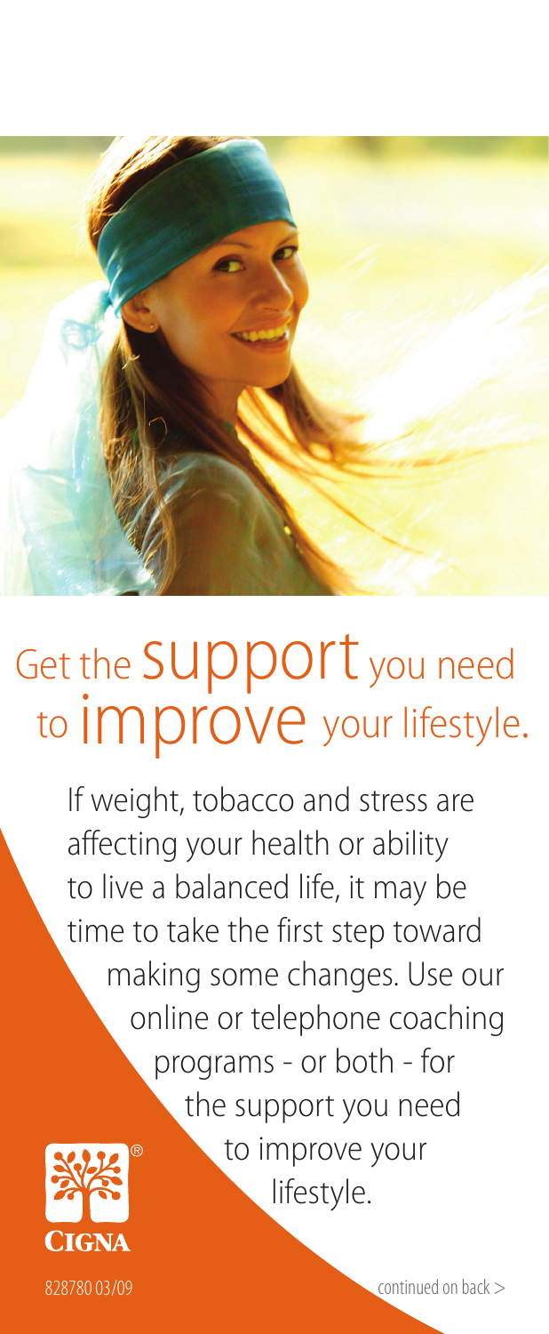# Get the support you need to improve your lifestyle.

If weight, tobacco and stress are affecting your health or ability to live a balanced life, it may be time to take the first step toward making some changes. Use our online or telephone coaching programs - or both - for the support you need to improve your lifestyle.

CIGNA®

828780 03/09

continued on back >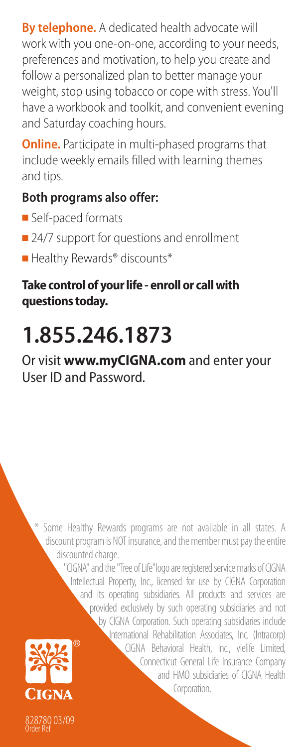**By telephone.** A dedicated health advocate will work with you one-on-one, according to your needs, preferences and motivation, to help you create and follow a personalized plan to better manage your weight, stop using tobacco or cope with stress. You'll have a workbook and toolkit, and convenient evening and Saturday coaching hours.

**Online.** Participate in multi-phased programs that include weekly emails filled with learning themes and tips.

### Both programs also offer:

- Self-paced formats
- 24/7 support for questions and enrollment
- Healthy Rewards® discounts*

**Take control of your life - enroll or call with questions today.**

# 1.855.246.1873

Or visit **www.myCIGNA.com** and enter your User ID and Password.

* Some Healthy Rewards programs are not available in all states. A discount program is NOT insurance, and the member must pay the entire discounted charge.

"CIGNA" and the "Tree of Life" logo are registered service marks of CIGNA Intellectual Property, Inc., licensed for use by CIGNA Corporation and its operating subsidiaries. All products and services are provided exclusively by such operating subsidiaries and not by CIGNA Corporation. Such operating subsidiaries include International Rehabilitation Associates, Inc. (Intracorp) CIGNA Behavioral Health, Inc., vielife Limited, Connecticut General Life Insurance Company and HMO subsidiaries of CIGNA Health Corporation.

CIGNA®

828780 03/09
Order Ref